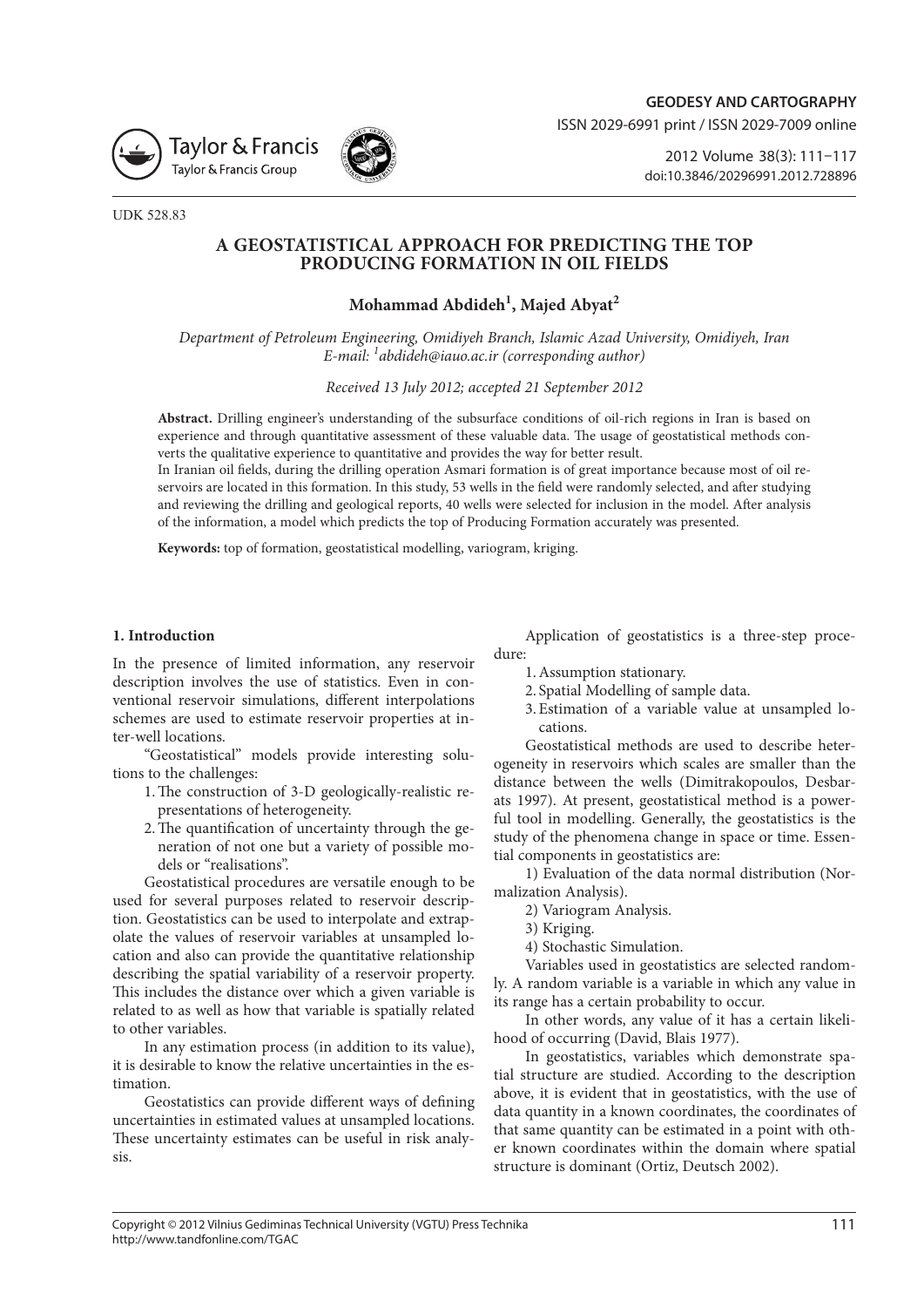UDK 528.83

# A GEOSTATISTICAL APPROACH FOR PREDICTING THE TOP PRODUCING FORMATION IN OIL FIELDS

**Mohammad Abdideh[1], Majed Abyat[2]**

*Department of Petroleum Engineering, Omidiyeh Branch, Islamic Azad University, Omidiyeh, Iran*
*E-mail: [1]abdideh@iauo.ac.ir (corresponding author)*

*Received 13 July 2012; accepted 21 September 2012*

**Abstract.** Drilling engineer's understanding of the subsurface conditions of oil-rich regions in Iran is based on experience and through quantitative assessment of these valuable data. The usage of geostatistical methods converts the qualitative experience to quantitative and provides the way for better result.

In Iranian oil fields, during the drilling operation Asmari formation is of great importance because most of oil reservoirs are located in this formation. In this study, 53 wells in the field were randomly selected, and after studying and reviewing the drilling and geological reports, 40 wells were selected for inclusion in the model. After analysis of the information, a model which predicts the top of Producing Formation accurately was presented.

**Keywords:** top of formation, geostatistical modelling, variogram, kriging.

## 1. Introduction

In the presence of limited information, any reservoir description involves the use of statistics. Even in conventional reservoir simulations, different interpolations schemes are used to estimate reservoir properties at inter-well locations.

"Geostatistical" models provide interesting solutions to the challenges:

1. The construction of 3-D geologically-realistic representations of heterogeneity.
2. The quantification of uncertainty through the generation of not one but a variety of possible models or "realisations".

Geostatistical procedures are versatile enough to be used for several purposes related to reservoir description. Geostatistics can be used to interpolate and extrapolate the values of reservoir variables at unsampled location and also can provide the quantitative relationship describing the spatial variability of a reservoir property. This includes the distance over which a given variable is related to as well as how that variable is spatially related to other variables.

In any estimation process (in addition to its value), it is desirable to know the relative uncertainties in the estimation.

Geostatistics can provide different ways of defining uncertainties in estimated values at unsampled locations. These uncertainty estimates can be useful in risk analysis.

Application of geostatistics is a three-step procedure:

1. Assumption stationary.
2. Spatial Modelling of sample data.
3. Estimation of a variable value at unsampled locations.

Geostatistical methods are used to describe heterogeneity in reservoirs which scales are smaller than the distance between the wells (Dimitrakopoulos, Desbarats 1997). At present, geostatistical method is a powerful tool in modelling. Generally, the geostatistics is the study of the phenomena change in space or time. Essential components in geostatistics are:

1) Evaluation of the data normal distribution (Normalization Analysis).

2) Variogram Analysis.

3) Kriging.

4) Stochastic Simulation.

Variables used in geostatistics are selected randomly. A random variable is a variable in which any value in its range has a certain probability to occur.

In other words, any value of it has a certain likelihood of occurring (David, Blais 1977).

In geostatistics, variables which demonstrate spatial structure are studied. According to the description above, it is evident that in geostatistics, with the use of data quantity in a known coordinates, the coordinates of that same quantity can be estimated in a point with other known coordinates within the domain where spatial structure is dominant (Ortiz, Deutsch 2002).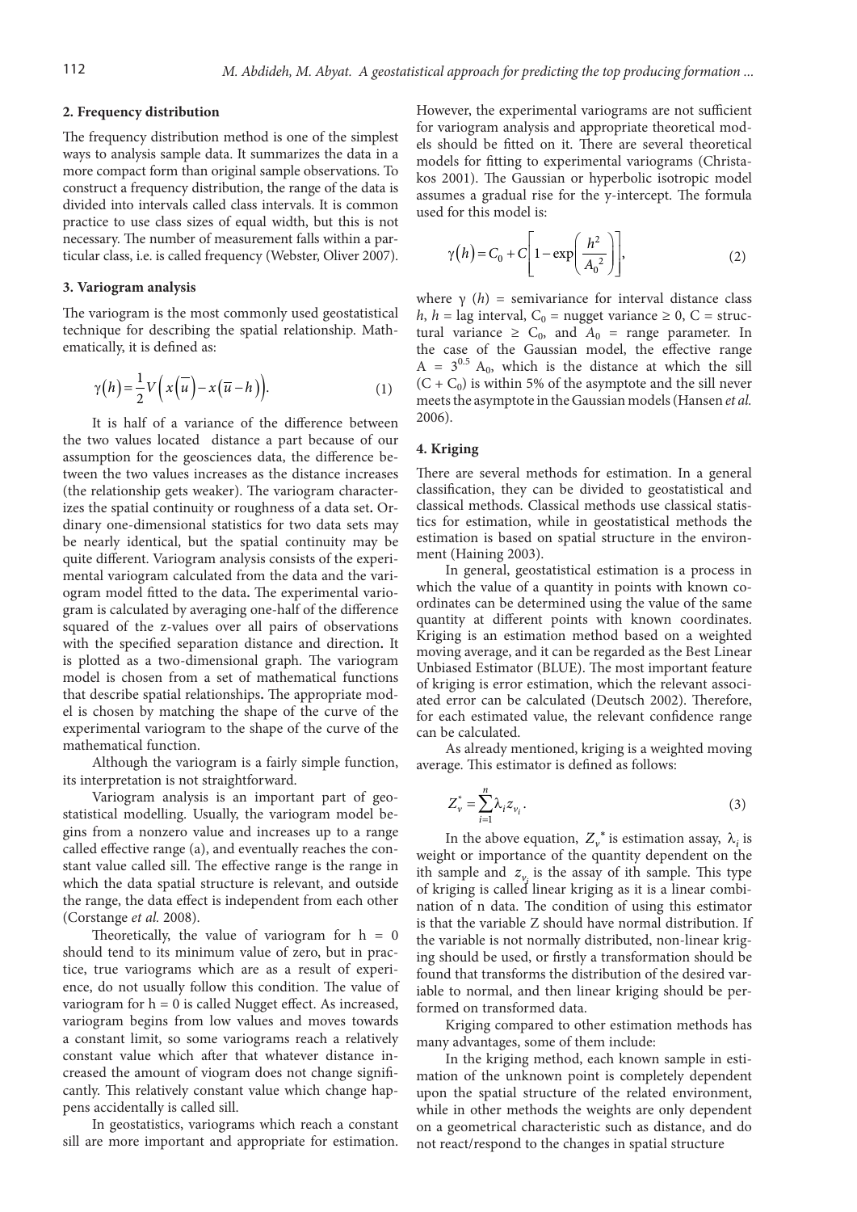## 2. Frequency distribution

The frequency distribution method is one of the simplest ways to analysis sample data. It summarizes the data in a more compact form than original sample observations. To construct a frequency distribution, the range of the data is divided into intervals called class intervals. It is common practice to use class sizes of equal width, but this is not necessary. The number of measurement falls within a particular class, i.e. is called frequency (Webster, Oliver 2007).

## 3. Variogram analysis

The variogram is the most commonly used geostatistical technique for describing the spatial relationship. Mathematically, it is defined as:

$$\gamma(h) = \frac{1}{2} V\left( x\left(\overline{u}\right) - x\left(\overline{u} - h\right)\right). \tag{1}$$

It is half of a variance of the difference between the two values located distance a part because of our assumption for the geosciences data, the difference between the two values increases as the distance increases (the relationship gets weaker). The variogram characterizes the spatial continuity or roughness of a data set**.** Ordinary one-dimensional statistics for two data sets may be nearly identical, but the spatial continuity may be quite different. Variogram analysis consists of the experimental variogram calculated from the data and the variogram model fitted to the data**.** The experimental variogram is calculated by averaging one-half of the difference squared of the z-values over all pairs of observations with the specified separation distance and direction**.** It is plotted as a two-dimensional graph. The variogram model is chosen from a set of mathematical functions that describe spatial relationships**.** The appropriate model is chosen by matching the shape of the curve of the experimental variogram to the shape of the curve of the mathematical function.

Although the variogram is a fairly simple function, its interpretation is not straightforward.

Variogram analysis is an important part of geostatistical modelling. Usually, the variogram model begins from a nonzero value and increases up to a range called effective range (a), and eventually reaches the constant value called sill. The effective range is the range in which the data spatial structure is relevant, and outside the range, the data effect is independent from each other (Corstange *et al.* 2008).

Theoretically, the value of variogram for h = 0 should tend to its minimum value of zero, but in practice, true variograms which are as a result of experience, do not usually follow this condition. The value of variogram for h = 0 is called Nugget effect. As increased, variogram begins from low values and moves towards a constant limit, so some variograms reach a relatively constant value which after that whatever distance increased the amount of viogram does not change significantly. This relatively constant value which change happens accidentally is called sill.

In geostatistics, variograms which reach a constant sill are more important and appropriate for estimation. However, the experimental variograms are not sufficient for variogram analysis and appropriate theoretical models should be fitted on it. There are several theoretical models for fitting to experimental variograms (Christakos 2001). The Gaussian or hyperbolic isotropic model assumes a gradual rise for the y-intercept. The formula used for this model is:

$$\gamma(h) = C_0 + C\left[1 - \exp\left(\frac{h^2}{A_0{}^2}\right)\right], \tag{2}$$

where γ ($h$) = semivariance for interval distance class $h$, $h$ = lag interval, $C_0$ = nugget variance ≥ 0, C = structural variance ≥ $C_0$, and $A_0$ = range parameter. In the case of the Gaussian model, the effective range $A = 3^{0.5} A_0$, which is the distance at which the sill $(C + C_0)$ is within 5% of the asymptote and the sill never meets the asymptote in the Gaussian models (Hansen *et al.* 2006).

## 4. Kriging

There are several methods for estimation. In a general classification, they can be divided to geostatistical and classical methods. Classical methods use classical statistics for estimation, while in geostatistical methods the estimation is based on spatial structure in the environment (Haining 2003).

In general, geostatistical estimation is a process in which the value of a quantity in points with known coordinates can be determined using the value of the same quantity at different points with known coordinates. Kriging is an estimation method based on a weighted moving average, and it can be regarded as the Best Linear Unbiased Estimator (BLUE). The most important feature of kriging is error estimation, which the relevant associated error can be calculated (Deutsch 2002). Therefore, for each estimated value, the relevant confidence range can be calculated.

As already mentioned, kriging is a weighted moving average. This estimator is defined as follows:

$$Z_v^* = \sum_{i=1}^{n} \lambda_i z_{v_i}. \tag{3}$$

In the above equation, $Z_v{}^*$ is estimation assay, $\lambda_i$ is weight or importance of the quantity dependent on the ith sample and $z_{v_i}$ is the assay of ith sample. This type of kriging is called linear kriging as it is a linear combination of n data. The condition of using this estimator is that the variable Z should have normal distribution. If the variable is not normally distributed, non-linear kriging should be used, or firstly a transformation should be found that transforms the distribution of the desired variable to normal, and then linear kriging should be performed on transformed data.

Kriging compared to other estimation methods has many advantages, some of them include:

In the kriging method, each known sample in estimation of the unknown point is completely dependent upon the spatial structure of the related environment, while in other methods the weights are only dependent on a geometrical characteristic such as distance, and do not react/respond to the changes in spatial structure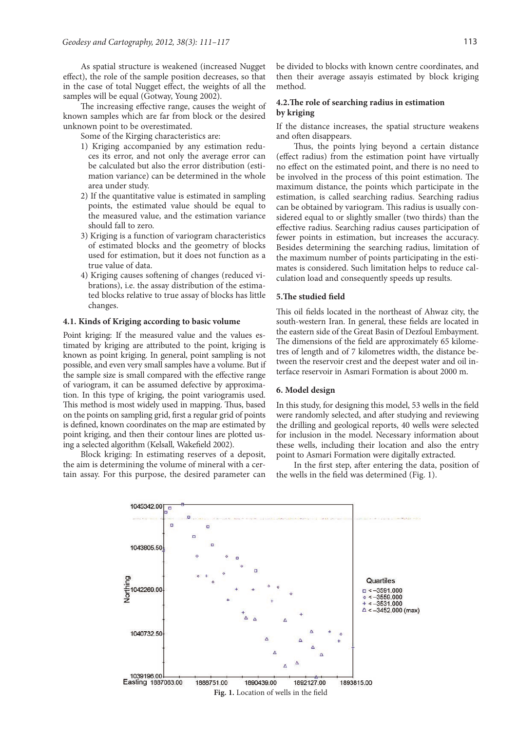As spatial structure is weakened (increased Nugget effect), the role of the sample position decreases, so that in the case of total Nugget effect, the weights of all the samples will be equal (Gotway, Young 2002).

The increasing effective range, causes the weight of known samples which are far from block or the desired unknown point to be overestimated.

Some of the Kirging characteristics are:

1) Kriging accompanied by any estimation reduces its error, and not only the average error can be calculated but also the error distribution (estimation variance) can be determined in the whole area under study.
2) If the quantitative value is estimated in sampling points, the estimated value should be equal to the measured value, and the estimation variance should fall to zero.
3) Kriging is a function of variogram characteristics of estimated blocks and the geometry of blocks used for estimation, but it does not function as a true value of data.
4) Kriging causes softening of changes (reduced vibrations), i.e. the assay distribution of the estimated blocks relative to true assay of blocks has little changes.

### 4.1. Kinds of Kriging according to basic volume

Point kriging: If the measured value and the values estimated by kriging are attributed to the point, kriging is known as point kriging. In general, point sampling is not possible, and even very small samples have a volume. But if the sample size is small compared with the effective range of variogram, it can be assumed defective by approximation. In this type of kriging, the point variogramis used. This method is most widely used in mapping. Thus, based on the points on sampling grid, first a regular grid of points is defined, known coordinates on the map are estimated by point kriging, and then their contour lines are plotted using a selected algorithm (Kelsall, Wakefield 2002).

Block kriging: In estimating reserves of a deposit, the aim is determining the volume of mineral with a certain assay. For this purpose, the desired parameter can be divided to blocks with known centre coordinates, and then their average assayis estimated by block kriging method.

### 4.2.The role of searching radius in estimation by kriging

If the distance increases, the spatial structure weakens and often disappears.

Thus, the points lying beyond a certain distance (effect radius) from the estimation point have virtually no effect on the estimated point, and there is no need to be involved in the process of this point estimation. The maximum distance, the points which participate in the estimation, is called searching radius. Searching radius can be obtained by variogram. This radius is usually considered equal to or slightly smaller (two thirds) than the effective radius. Searching radius causes participation of fewer points in estimation, but increases the accuracy. Besides determining the searching radius, limitation of the maximum number of points participating in the estimates is considered. Such limitation helps to reduce calculation load and consequently speeds up results.

## 5.The studied field

This oil fields located in the northeast of Ahwaz city, the south-western Iran. In general, these fields are located in the eastern side of the Great Basin of Dezfoul Embayment. The dimensions of the field are approximately 65 kilometres of length and of 7 kilometres width, the distance between the reservoir crest and the deepest water and oil interface reservoir in Asmari Formation is about 2000 m.

## 6. Model design

In this study, for designing this model, 53 wells in the field were randomly selected, and after studying and reviewing the drilling and geological reports, 40 wells were selected for inclusion in the model. Necessary information about these wells, including their location and also the entry point to Asmari Formation were digitally extracted.

In the first step, after entering the data, position of the wells in the field was determined (Fig. 1).

1045342.00
1043805.50
Northing
1042269.00
1040732.50
1039196.00
Easting 1887063.00 1888751.00 1890439.00 1892127.00 1893815.00

Quartiles
□ < -3591.000
◇ < -3559.000
+ < -3531.000
△ < -3452.000 (max)

**Fig. 1.** Location of wells in the field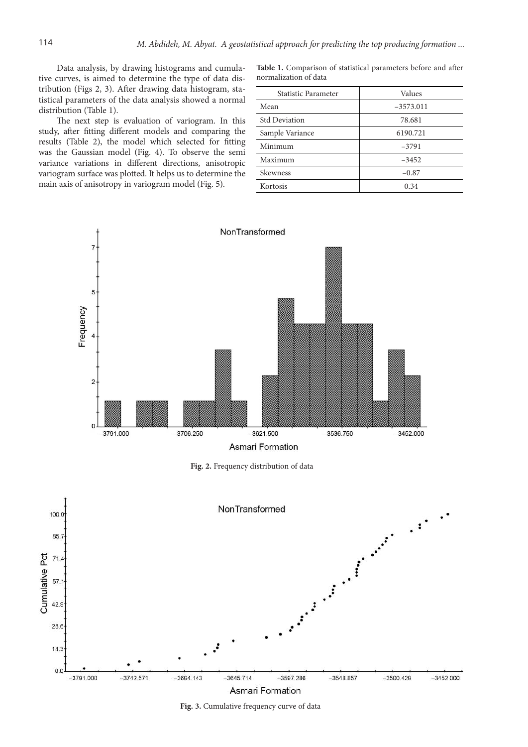Data analysis, by drawing histograms and cumulative curves, is aimed to determine the type of data distribution (Figs 2, 3). After drawing data histogram, statistical parameters of the data analysis showed a normal distribution (Table 1).

The next step is evaluation of variogram. In this study, after fitting different models and comparing the results (Table 2), the model which selected for fitting was the Gaussian model (Fig. 4). To observe the semi variance variations in different directions, anisotropic variogram surface was plotted. It helps us to determine the main axis of anisotropy in variogram model (Fig. 5).

**Table 1.** Comparison of statistical parameters before and after normalization of data

| Statistic Parameter | Values |
|---|---|
| Mean | –3573.011 |
| Std Deviation | 78.681 |
| Sample Variance | 6190.721 |
| Minimum | –3791 |
| Maximum | –3452 |
| Skewness | –0.87 |
| Kortosis | 0.34 |

**Fig. 2.** Frequency distribution of data

**Fig. 3.** Cumulative frequency curve of data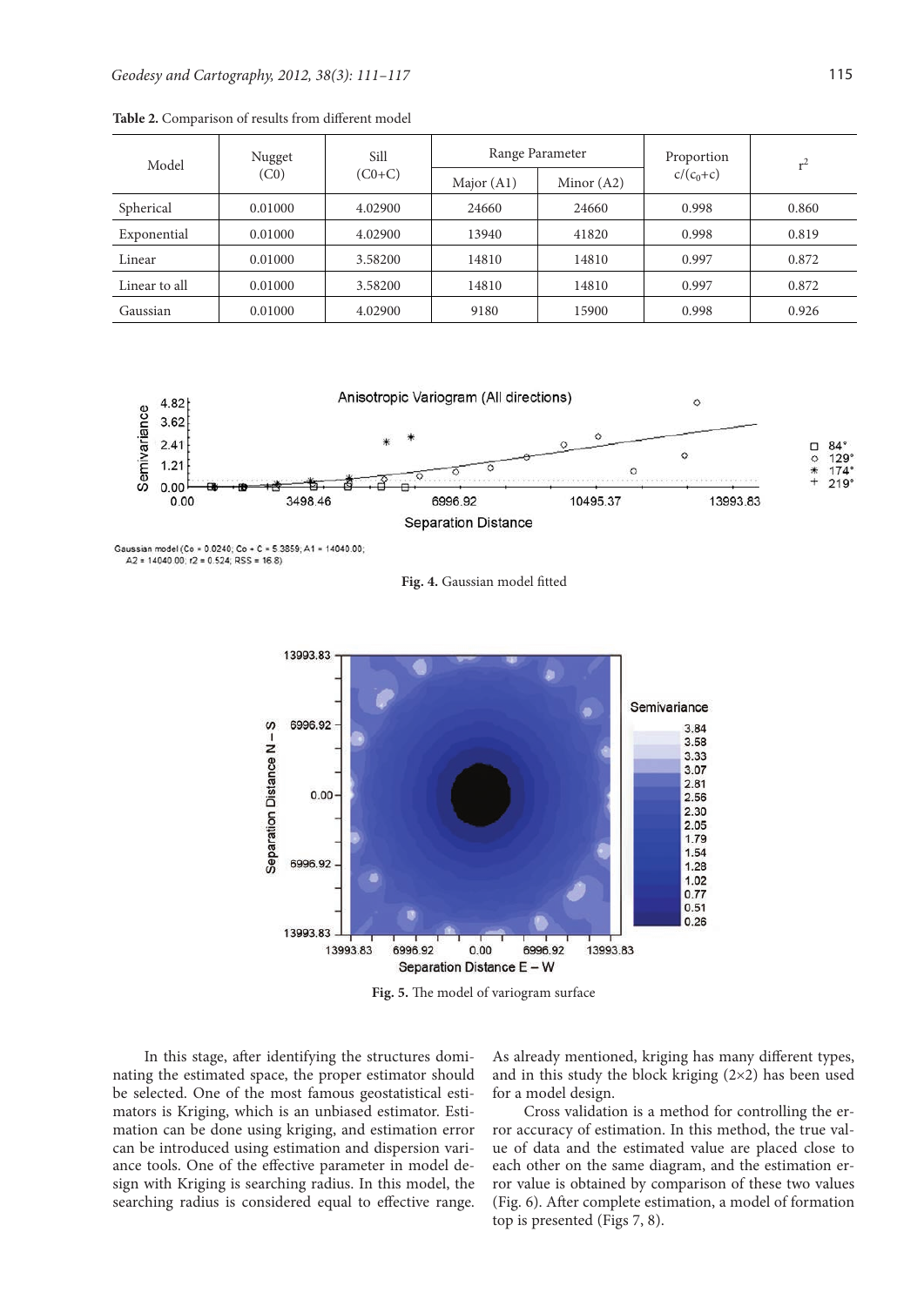**Table 2.** Comparison of results from different model

| Model | Nugget (C0) | Sill (C0+C) | Range Parameter | | Proportion $c/(c_0+c)$ | $r^2$ |
|---|---|---|---|---|---|---|
| | | | Major (A1) | Minor (A2) | | |
| Spherical | 0.01000 | 4.02900 | 24660 | 24660 | 0.998 | 0.860 |
| Exponential | 0.01000 | 4.02900 | 13940 | 41820 | 0.998 | 0.819 |
| Linear | 0.01000 | 3.58200 | 14810 | 14810 | 0.997 | 0.872 |
| Linear to all | 0.01000 | 3.58200 | 14810 | 14810 | 0.997 | 0.872 |
| Gaussian | 0.01000 | 4.02900 | 9180 | 15900 | 0.998 | 0.926 |

Gaussian model (Co = 0.0240; Co + C = 5.3859; A1 = 14040.00; A2 = 14040.00; r2 = 0.524; RSS = 16.8)

**Fig. 4.** Gaussian model fitted

**Fig. 5.** The model of variogram surface

In this stage, after identifying the structures dominating the estimated space, the proper estimator should be selected. One of the most famous geostatistical estimators is Kriging, which is an unbiased estimator. Estimation can be done using kriging, and estimation error can be introduced using estimation and dispersion variance tools. One of the effective parameter in model design with Kriging is searching radius. In this model, the searching radius is considered equal to effective range. As already mentioned, kriging has many different types, and in this study the block kriging (2×2) has been used for a model design.

Cross validation is a method for controlling the error accuracy of estimation. In this method, the true value of data and the estimated value are placed close to each other on the same diagram, and the estimation error value is obtained by comparison of these two values (Fig. 6). After complete estimation, a model of formation top is presented (Figs 7, 8).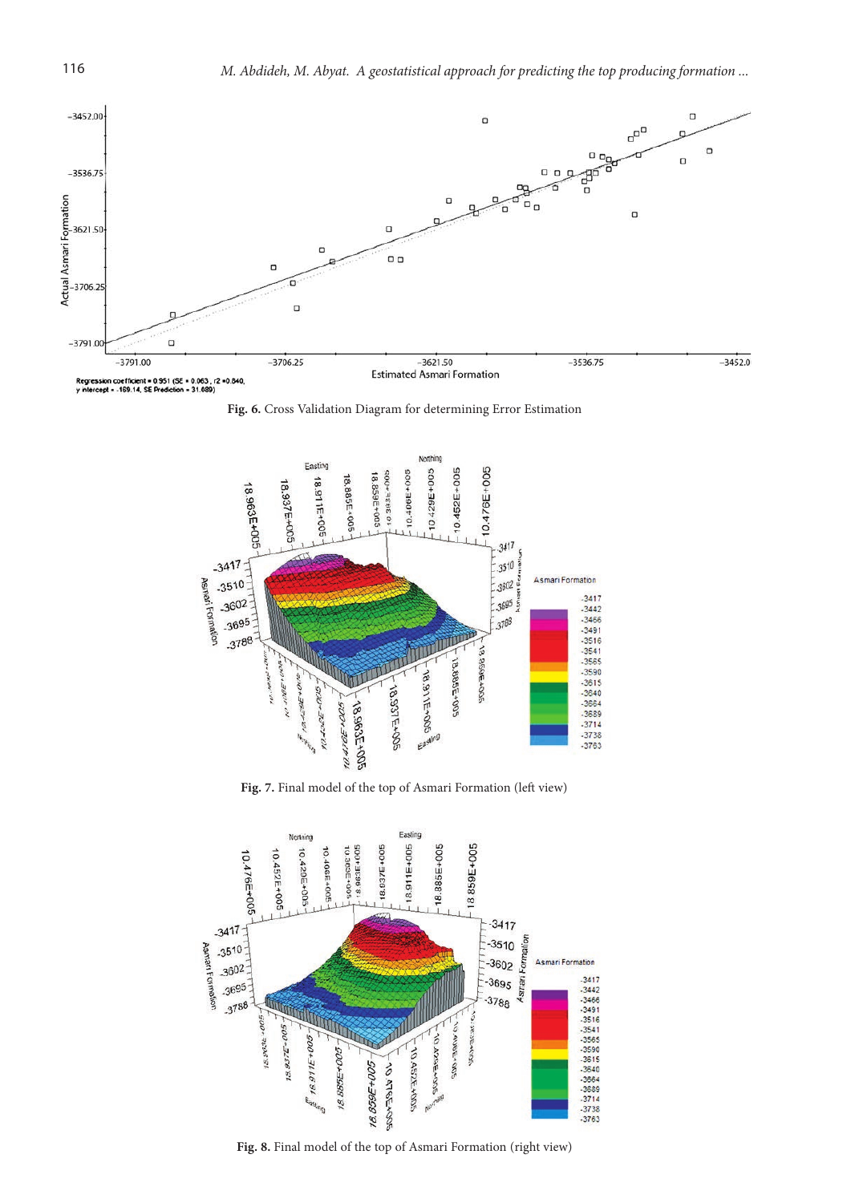Regression coefficient = 0.951 (SE = 0.063, r2 = 0.840, y intercept = -169.14, SE Prediction = 31.689)

**Fig. 6.** Cross Validation Diagram for determining Error Estimation

**Fig. 7.** Final model of the top of Asmari Formation (left view)

**Fig. 8.** Final model of the top of Asmari Formation (right view)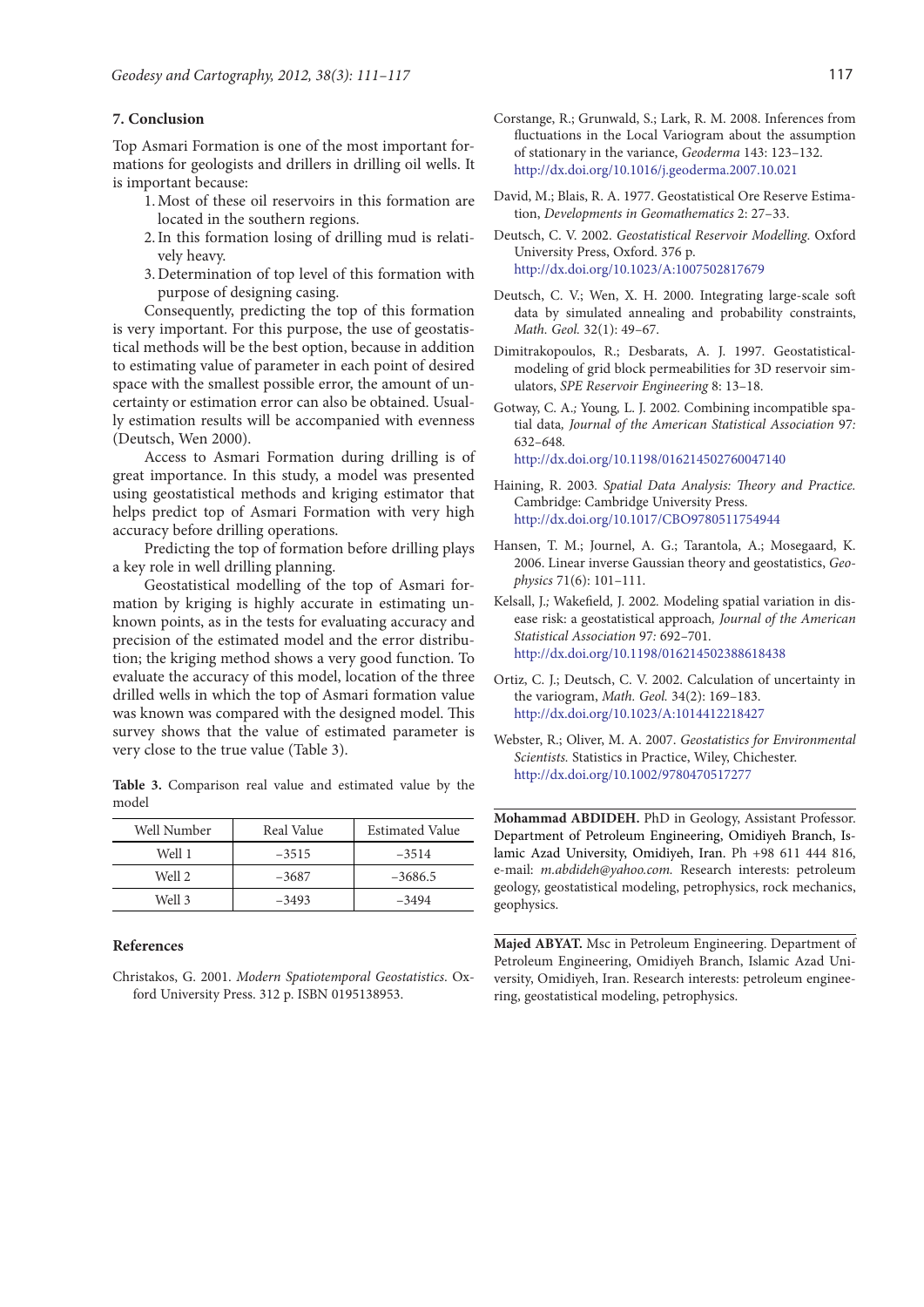## 7. Conclusion

Top Asmari Formation is one of the most important formations for geologists and drillers in drilling oil wells. It is important because:

1. Most of these oil reservoirs in this formation are located in the southern regions.
2. In this formation losing of drilling mud is relatively heavy.
3. Determination of top level of this formation with purpose of designing casing.

Consequently, predicting the top of this formation is very important. For this purpose, the use of geostatistical methods will be the best option, because in addition to estimating value of parameter in each point of desired space with the smallest possible error, the amount of uncertainty or estimation error can also be obtained. Usually estimation results will be accompanied with evenness (Deutsch, Wen 2000).

Access to Asmari Formation during drilling is of great importance. In this study, a model was presented using geostatistical methods and kriging estimator that helps predict top of Asmari Formation with very high accuracy before drilling operations.

Predicting the top of formation before drilling plays a key role in well drilling planning.

Geostatistical modelling of the top of Asmari formation by kriging is highly accurate in estimating unknown points, as in the tests for evaluating accuracy and precision of the estimated model and the error distribution; the kriging method shows a very good function. To evaluate the accuracy of this model, location of the three drilled wells in which the top of Asmari formation value was known was compared with the designed model. This survey shows that the value of estimated parameter is very close to the true value (Table 3).

**Table 3.** Comparison real value and estimated value by the model

| Well Number | Real Value | Estimated Value |
|---|---|---|
| Well 1 | –3515 | –3514 |
| Well 2 | –3687 | –3686.5 |
| Well 3 | –3493 | –3494 |

## References

Christakos, G. 2001. *Modern Spatiotemporal Geostatistics*. Oxford University Press. 312 p. ISBN 0195138953.

Corstange, R.; Grunwald, S.; Lark, R. M. 2008. Inferences from fluctuations in the Local Variogram about the assumption of stationary in the variance, *Geoderma* 143: 123–132. http://dx.doi.org/10.1016/j.geoderma.2007.10.021

David, M.; Blais, R. A. 1977. Geostatistical Ore Reserve Estimation, *Developments in Geomathematics* 2: 27–33.

Deutsch, C. V. 2002. *Geostatistical Reservoir Modelling*. Oxford University Press, Oxford. 376 p. http://dx.doi.org/10.1023/A:1007502817679

Deutsch, C. V.; Wen, X. H. 2000. Integrating large-scale soft data by simulated annealing and probability constraints, *Math. Geol.* 32(1): 49–67.

Dimitrakopoulos, R.; Desbarats, A. J. 1997. Geostatistical-modeling of grid block permeabilities for 3D reservoir simulators, *SPE Reservoir Engineering* 8: 13–18.

Gotway, C. A.; Young, L. J. 2002. Combining incompatible spatial data, *Journal of the American Statistical Association* 97: 632–648. http://dx.doi.org/10.1198/016214502760047140

Haining, R. 2003. *Spatial Data Analysis: Theory and Practice*. Cambridge: Cambridge University Press. http://dx.doi.org/10.1017/CBO9780511754944

Hansen, T. M.; Journel, A. G.; Tarantola, A.; Mosegaard, K. 2006. Linear inverse Gaussian theory and geostatistics, *Geophysics* 71(6): 101–111.

Kelsall, J.; Wakefield, J. 2002. Modeling spatial variation in disease risk: a geostatistical approach, *Journal of the American Statistical Association* 97: 692–701. http://dx.doi.org/10.1198/016214502388618438

Ortiz, C. J.; Deutsch, C. V. 2002. Calculation of uncertainty in the variogram, *Math. Geol.* 34(2): 169–183. http://dx.doi.org/10.1023/A:1014412218427

Webster, R.; Oliver, M. A. 2007. *Geostatistics for Environmental Scientists.* Statistics in Practice, Wiley, Chichester. http://dx.doi.org/10.1002/9780470517277

---

**Mohammad ABDIDEH.** PhD in Geology, Assistant Professor. Department of Petroleum Engineering, Omidiyeh Branch, Islamic Azad University, Omidiyeh, Iran. Ph +98 611 444 816, e-mail: *m.abdideh@yahoo.com*. Research interests: petroleum geology, geostatistical modeling, petrophysics, rock mechanics, geophysics.

---

**Majed ABYAT.** Msc in Petroleum Engineering. Department of Petroleum Engineering, Omidiyeh Branch, Islamic Azad University, Omidiyeh, Iran. Research interests: petroleum engineering, geostatistical modeling, petrophysics.